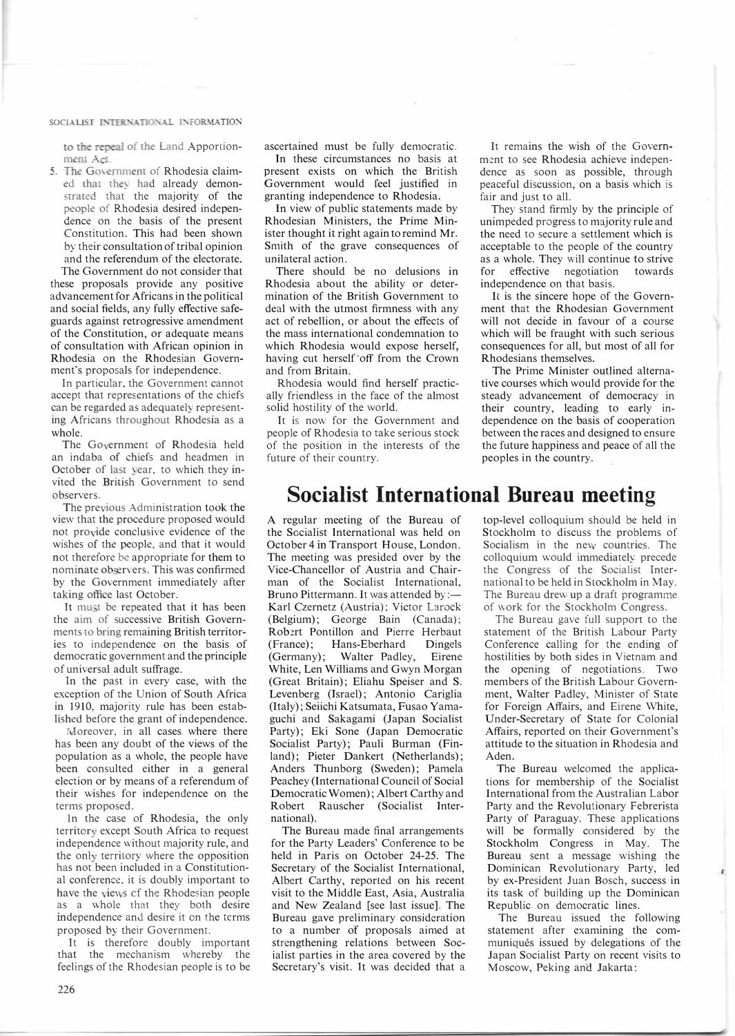to the repeal of the Land Apportionment Act.

5. The Government of Rhodesia claimed that they had already demonstrated that the majority of the people of Rhodesia desired independence on the basis of the present Constitution. This had been shown by their consultation of tribal opinion and the referendum of the electorate.

The Government do not consider that these proposals provide any positive advancement for Africans in the political and social fields, any fully effective safeguards against retrogressive amendment of the Constitution, or adequate means of consultation with African opinion in Rhodesia on the Rhodesian Government's proposals for independence.

In particular, the Government cannot accept that representations of the chiefs can be regarded as adequately representing Africans throughout Rhodesia as a whole.

The Government of Rhodesia held an indaba of chiefs and headmen in October of last year, to which they invited the British Government to send observers.

The previous Administration took the view that the procedure proposed would not provide conclusive evidence of the wishes of the people, and that it would not therefore be appropriate for them to nominate observers. This was confirmed by the Government immediately after taking office last October.

It must be repeated that it has been the aim of successive British Governments to bring remaining British territories to independence on the basis of democratic government and the principle of universal adult suffrage.

In the past in every case, with the exception of the Union of South Africa in 1910, majority rule has been established before the grant of independence.

Moreover, in all cases where there has been any doubt of the views of the population as a whole, the people have been consulted either in a general election or by means of a referendum of their wishes for independence on the terms proposed.

In the case of Rhodesia, the only territory except South Africa to request independence without majority rule, and the only territory where the opposition has not been included in a Constitutional conference, it is doubly important to have the views of the Rhodesian people as a whole that they both desire independence and desire it on the terms proposed by their Government.

It is therefore doubly important that the mechanism whereby the feelings of the Rhodesian people is to be ascertained must be fully democratic.

In these circumstances no basis at present exists on which the British Government would feel justified in granting independence to Rhodesia.

In view of public statements made by Rhodesian Ministers, the Prime Minister thought it right again to remind Mr. Smith of the grave consequences of unilateral action.

There should be no delusions in Rhodesia about the ability or determination of the British Government to deal with the utmost firmness with any act of rebellion, or about the effects of the mass international condemnation to which Rhodesia would expose herself, having cut herself off from the Crown and from Britain.

Rhodesia would find herself practically friendless in the face of the almost solid hostility of the world.

It is now for the Government and people of Rhodesia to take serious stock of the position in the interests of the future of their country.

It remains the wish of the Government to see Rhodesia achieve independence as soon as possible, through peaceful discussion, on a basis which is fair and just to all.

They stand firmly by the principle of unimpeded progress to majority rule and the need to secure a settlement which is acceptable to the people of the country as a whole. They will continue to strive for effective negotiation towards independence on that basis.

It is the sincere hope of the Government that the Rhodesian Government will not decide in favour of a course which will be fraught with such serious consequences for all, but most of all for Rhodesians themselves.

The Prime Minister outlined alternative courses which would provide for the steady advancement of democracy in their country, leading to early independence on the basis of cooperation between the races and designed to ensure the future happiness and peace of all the peoples in the country.

# Socialist International Bureau meeting

A regular meeting of the Bureau of the Socialist International was held on October 4 in Transport House, London. The meeting was presided over by the Vice-Chancellor of Austria and Chairman of the Socialist International, Bruno Pittermann. It was attended by:—Karl Czernetz (Austria); Victor Larock (Belgium); George Bain (Canada); Robert Pontillon and Pierre Herbaut (France); Hans-Eberhard Dingels (Germany); Walter Padley, Eirene White, Len Williams and Gwyn Morgan (Great Britain); Eliahu Speiser and S. Levenberg (Israel); Antonio Cariglia (Italy); Seiichi Katsumata, Fusao Yamaguchi and Sakagami (Japan Socialist Party); Eki Sone (Japan Democratic Socialist Party); Pauli Burman (Finland); Pieter Dankert (Netherlands); Anders Thunborg (Sweden); Pamela Peachey (International Council of Social Democratic Women); Albert Carthy and Robert Rauscher (Socialist International).

The Bureau made final arrangements for the Party Leaders' Conference to be held in Paris on October 24-25. The Secretary of the Socialist International, Albert Carthy, reported on his recent visit to the Middle East, Asia, Australia and New Zealand [see last issue]. The Bureau gave preliminary consideration to a number of proposals aimed at strengthening relations between Socialist parties in the area covered by the Secretary's visit. It was decided that a top-level colloquium should be held in Stockholm to discuss the problems of Socialism in the new countries. The colloquium would immediately precede the Congress of the Socialist International to be held in Stockholm in May. The Bureau drew up a draft programme of work for the Stockholm Congress.

The Bureau gave full support to the statement of the British Labour Party Conference calling for the ending of hostilities by both sides in Vietnam and the opening of negotiations. Two members of the British Labour Government, Walter Padley, Minister of State for Foreign Affairs, and Eirene White, Under-Secretary of State for Colonial Affairs, reported on their Government's attitude to the situation in Rhodesia and Aden.

The Bureau welcomed the applications for membership of the Socialist International from the Australian Labor Party and the Revolutionary Febrerista Party of Paraguay. These applications will be formally considered by the Stockholm Congress in May. The Bureau sent a message wishing the Dominican Revolutionary Party, led by ex-President Juan Bosch, success in its task of building up the Dominican Republic on democratic lines.

The Bureau issued the following statement after examining the communiqués issued by delegations of the Japan Socialist Party on recent visits to Moscow, Peking and Jakarta: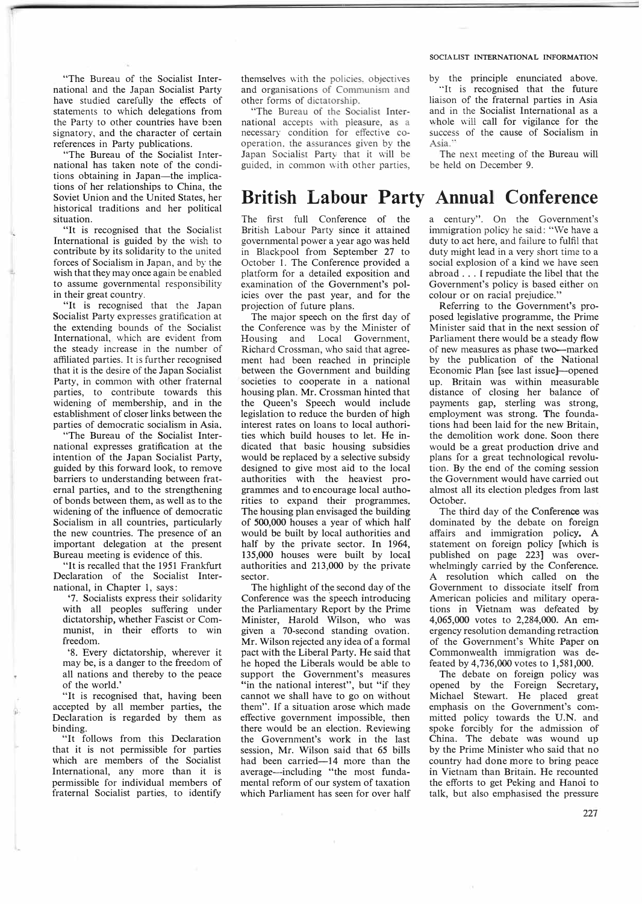"The Bureau of the Socialist International and the Japan Socialist Party have studied carefully the effects of statements to which delegations from the Party to other countries have been signatory, and the character of certain references in Party publications.

"The Bureau of the Socialist International has taken note of the conditions obtaining in Japan—the implications of her relationships to China, the Soviet Union and the United States, her historical traditions and her political situation.

"It is recognised that the Socialist International is guided by the wish to contribute by its solidarity to the united forces of Socialism in Japan, and by the wish that they may once again be enabled to assume governmental responsibility in their great country.

"It is recognised that the Japan Socialist Party expresses gratification at the extending bounds of the Socialist International, which are evident from the steady increase in the number of affiliated parties. It is further recognised that it is the desire of the Japan Socialist Party, in common with other fraternal parties, to contribute towards this widening of membership, and in the establishment of closer links between the parties of democratic socialism in Asia.

"The Bureau of the Socialist International expresses gratification at the intention of the Japan Socialist Party, guided by this forward look, to remove barriers to understanding between fraternal parties, and to the strengthening of bonds between them, as well as to the widening of the influence of democratic Socialism in all countries, particularly the new countries. The presence of an important delegation at the present Bureau meeting is evidence of this.

"It is recalled that the 1951 Frankfurt Declaration of the Socialist International, in Chapter 1, says:

'7. Socialists express their solidarity with all peoples suffering under dictatorship, whether Fascist or Communist, in their efforts to win freedom.

'8. Every dictatorship, wherever it may be, is a danger to the freedom of all nations and thereby to the peace of the world.'

"It is recognised that, having been accepted by all member parties, the Declaration is regarded by them as binding.

"It follows from this Declaration that it is not permissible for parties which are members of the Socialist International, any more than it is permissible for individual members of fraternal Socialist parties, to identify themselves with the policies, objectives and organisations of Communism and other forms of dictatorship.

"The Bureau of the Socialist International accepts with pleasure, as a necessary condition for effective co-operation, the assurances given by the Japan Socialist Party that it will be guided, in common with other parties, by the principle enunciated above.

"It is recognised that the future liaison of the fraternal parties in Asia and in the Socialist International as a whole will call for vigilance for the success of the cause of Socialism in Asia."

The next meeting of the Bureau will be held on December 9.

# British Labour Party Annual Conference

The first full Conference of the British Labour Party since it attained governmental power a year ago was held in Blackpool from September 27 to October 1. The Conference provided a platform for a detailed exposition and examination of the Government's policies over the past year, and for the projection of future plans.

The major speech on the first day of the Conference was by the Minister of Housing and Local Government, Richard Crossman, who said that agreement had been reached in principle between the Government and building societies to cooperate in a national housing plan. Mr. Crossman hinted that the Queen's Speech would include legislation to reduce the burden of high interest rates on loans to local authorities which build houses to let. He indicated that basic housing subsidies would be replaced by a selective subsidy designed to give most aid to the local authorities with the heaviest programmes and to encourage local authorities to expand their programmes. The housing plan envisaged the building of 500,000 houses a year of which half would be built by local authorities and half by the private sector. In 1964, 135,000 houses were built by local authorities and 213,000 by the private sector.

The highlight of the second day of the Conference was the speech introducing the Parliamentary Report by the Prime Minister, Harold Wilson, who was given a 70-second standing ovation. Mr. Wilson rejected any idea of a formal pact with the Liberal Party. He said that he hoped the Liberals would be able to support the Government's measures "in the national interest", but "if they cannot we shall have to go on without them". If a situation arose which made effective government impossible, then there would be an election. Reviewing the Government's work in the last session, Mr. Wilson said that 65 bills had been carried—14 more than the average—including "the most fundamental reform of our system of taxation which Parliament has seen for over half a century". On the Government's immigration policy he said: "We have a duty to act here, and failure to fulfil that duty might lead in a very short time to a social explosion of a kind we have seen abroad . . . I repudiate the libel that the Government's policy is based either on colour or on racial prejudice."

Referring to the Government's proposed legislative programme, the Prime Minister said that in the next session of Parliament there would be a steady flow of new measures as phase two—marked by the publication of the National Economic Plan [see last issue]—opened up. Britain was within measurable distance of closing her balance of payments gap, sterling was strong, employment was strong. The foundations had been laid for the new Britain, the demolition work done. Soon there would be a great production drive and plans for a great technological revolution. By the end of the coming session the Government would have carried out almost all its election pledges from last October.

The third day of the Conference was dominated by the debate on foreign affairs and immigration policy. A statement on foreign policy [which is published on page 223] was overwhelmingly carried by the Conference. A resolution which called on the Government to dissociate itself from American policies and military operations in Vietnam was defeated by 4,065,000 votes to 2,284,000. An emergency resolution demanding retraction of the Government's White Paper on Commonwealth immigration was defeated by 4,736,000 votes to 1,581,000.

The debate on foreign policy was opened by the Foreign Secretary, Michael Stewart. He placed great emphasis on the Government's committed policy towards the U.N. and spoke forcibly for the admission of China. The debate was wound up by the Prime Minister who said that no country had done more to bring peace in Vietnam than Britain. He recounted the efforts to get Peking and Hanoi to talk, but also emphasised the pressure